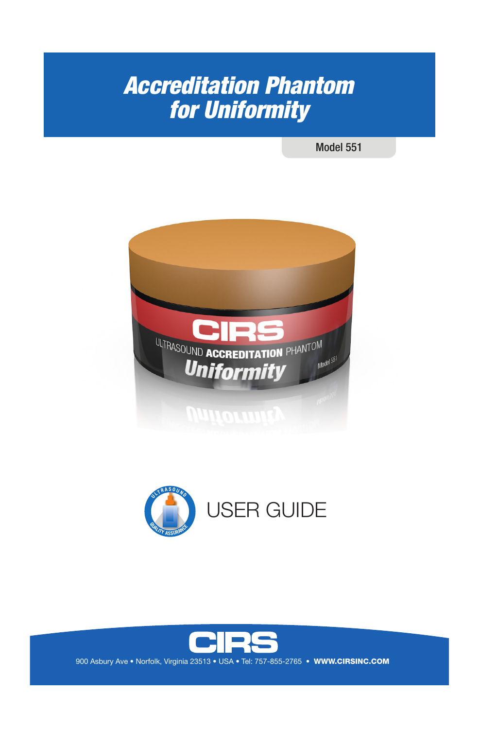# *Accreditation Phantom for Uniformity*

Model 551

USER GUIDE

900 Asbury Ave • Norfolk, Virginia 23513 • USA • Tel: 757-855-2765 • **WWW.CIRSINC.COM**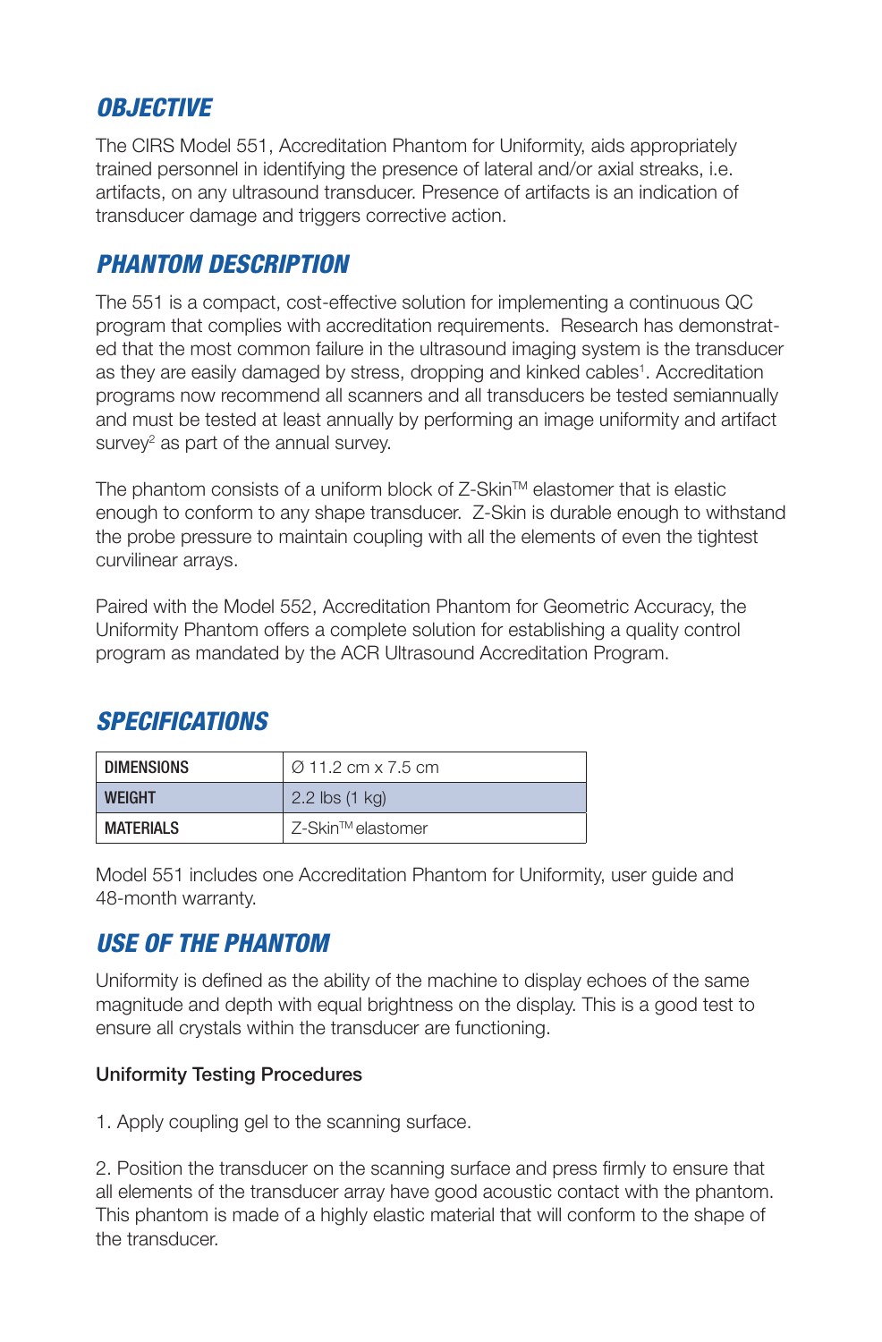## *OBJECTIVE*

The CIRS Model 551, Accreditation Phantom for Uniformity, aids appropriately trained personnel in identifying the presence of lateral and/or axial streaks, i.e. artifacts, on any ultrasound transducer. Presence of artifacts is an indication of transducer damage and triggers corrective action.

## *PHANTOM DESCRIPTION*

The 551 is a compact, cost-effective solution for implementing a continuous QC program that complies with accreditation requirements. Research has demonstrated that the most common failure in the ultrasound imaging system is the transducer as they are easily damaged by stress, dropping and kinked cables[1]. Accreditation programs now recommend all scanners and all transducers be tested semiannually and must be tested at least annually by performing an image uniformity and artifact survey[2] as part of the annual survey.

The phantom consists of a uniform block of Z-Skin™ elastomer that is elastic enough to conform to any shape transducer. Z-Skin is durable enough to withstand the probe pressure to maintain coupling with all the elements of even the tightest curvilinear arrays.

Paired with the Model 552, Accreditation Phantom for Geometric Accuracy, the Uniformity Phantom offers a complete solution for establishing a quality control program as mandated by the ACR Ultrasound Accreditation Program.

## *SPECIFICATIONS*

| | |
|---|---|
| **DIMENSIONS** | Ø 11.2 cm x 7.5 cm |
| **WEIGHT** | 2.2 lbs (1 kg) |
| **MATERIALS** | Z-Skin™ elastomer |

Model 551 includes one Accreditation Phantom for Uniformity, user guide and 48-month warranty.

## *USE OF THE PHANTOM*

Uniformity is defined as the ability of the machine to display echoes of the same magnitude and depth with equal brightness on the display. This is a good test to ensure all crystals within the transducer are functioning.

### Uniformity Testing Procedures

1. Apply coupling gel to the scanning surface.

2. Position the transducer on the scanning surface and press firmly to ensure that all elements of the transducer array have good acoustic contact with the phantom. This phantom is made of a highly elastic material that will conform to the shape of the transducer.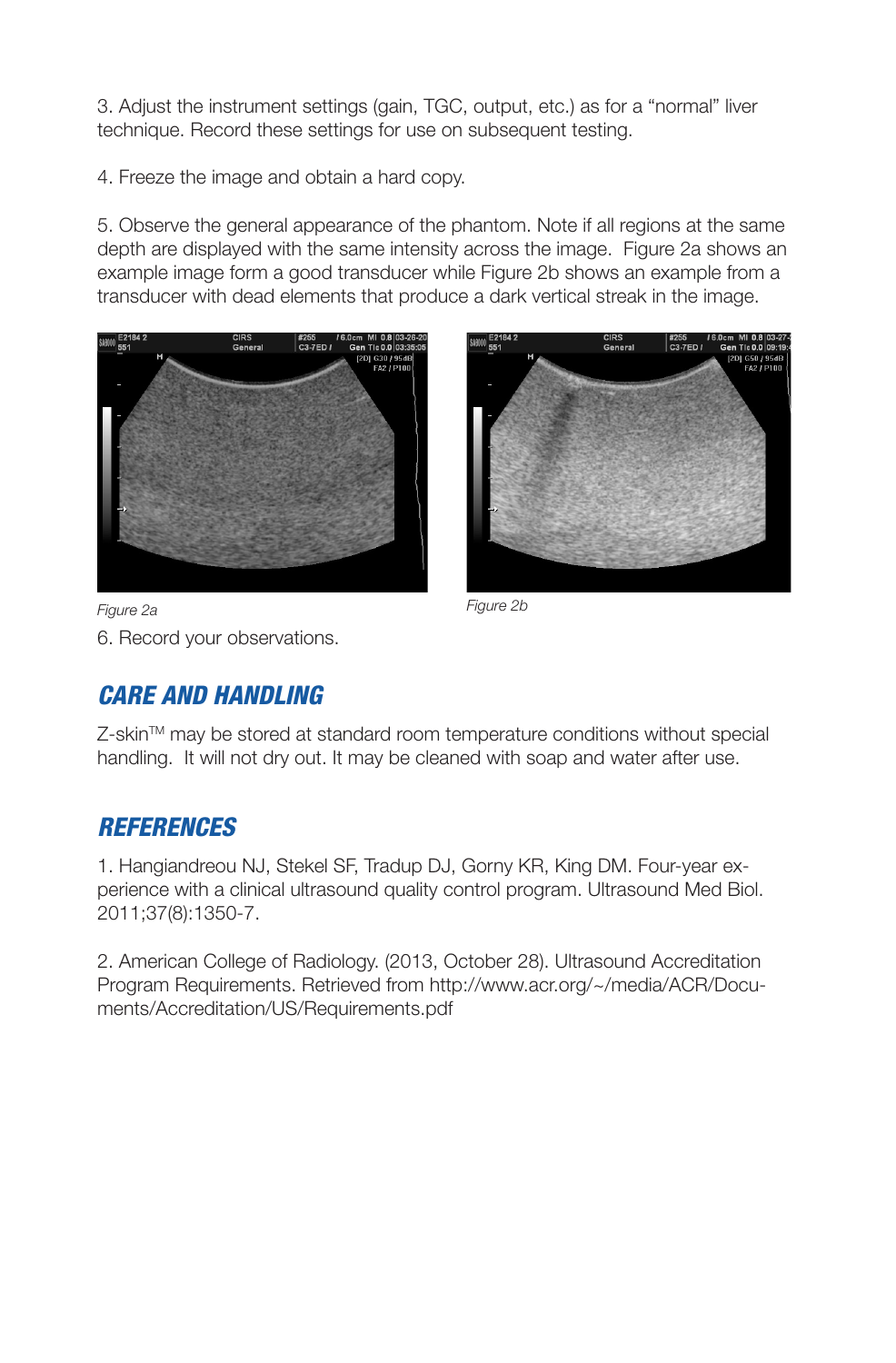3. Adjust the instrument settings (gain, TGC, output, etc.) as for a "normal" liver technique. Record these settings for use on subsequent testing.

4. Freeze the image and obtain a hard copy.

5. Observe the general appearance of the phantom. Note if all regions at the same depth are displayed with the same intensity across the image. Figure 2a shows an example image form a good transducer while Figure 2b shows an example from a transducer with dead elements that produce a dark vertical streak in the image.

*Figure 2a*

*Figure 2b*

6. Record your observations.

## CARE AND HANDLING

Z-skin™ may be stored at standard room temperature conditions without special handling. It will not dry out. It may be cleaned with soap and water after use.

## REFERENCES

1. Hangiandreou NJ, Stekel SF, Tradup DJ, Gorny KR, King DM. Four-year experience with a clinical ultrasound quality control program. Ultrasound Med Biol. 2011;37(8):1350-7.

2. American College of Radiology. (2013, October 28). Ultrasound Accreditation Program Requirements. Retrieved from http://www.acr.org/~/media/ACR/Documents/Accreditation/US/Requirements.pdf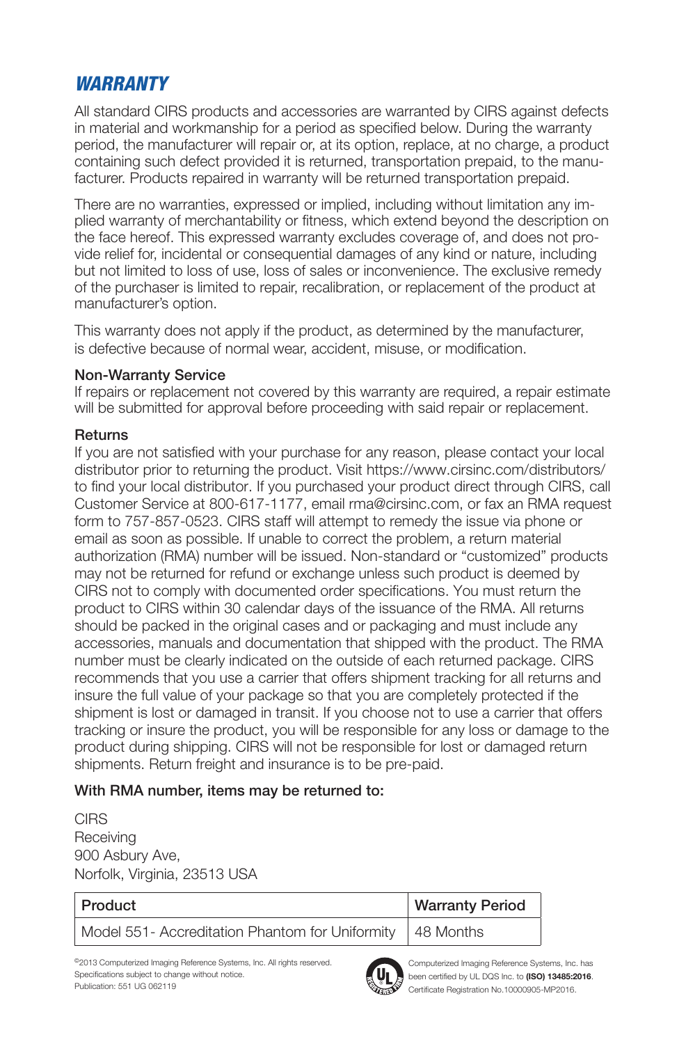## *WARRANTY*

All standard CIRS products and accessories are warranted by CIRS against defects in material and workmanship for a period as specified below. During the warranty period, the manufacturer will repair or, at its option, replace, at no charge, a product containing such defect provided it is returned, transportation prepaid, to the manufacturer. Products repaired in warranty will be returned transportation prepaid.

There are no warranties, expressed or implied, including without limitation any implied warranty of merchantability or fitness, which extend beyond the description on the face hereof. This expressed warranty excludes coverage of, and does not provide relief for, incidental or consequential damages of any kind or nature, including but not limited to loss of use, loss of sales or inconvenience. The exclusive remedy of the purchaser is limited to repair, recalibration, or replacement of the product at manufacturer's option.

This warranty does not apply if the product, as determined by the manufacturer, is defective because of normal wear, accident, misuse, or modification.

**Non-Warranty Service**
If repairs or replacement not covered by this warranty are required, a repair estimate will be submitted for approval before proceeding with said repair or replacement.

**Returns**
If you are not satisfied with your purchase for any reason, please contact your local distributor prior to returning the product. Visit https://www.cirsinc.com/distributors/ to find your local distributor. If you purchased your product direct through CIRS, call Customer Service at 800-617-1177, email rma@cirsinc.com, or fax an RMA request form to 757-857-0523. CIRS staff will attempt to remedy the issue via phone or email as soon as possible. If unable to correct the problem, a return material authorization (RMA) number will be issued. Non-standard or "customized" products may not be returned for refund or exchange unless such product is deemed by CIRS not to comply with documented order specifications. You must return the product to CIRS within 30 calendar days of the issuance of the RMA. All returns should be packed in the original cases and or packaging and must include any accessories, manuals and documentation that shipped with the product. The RMA number must be clearly indicated on the outside of each returned package. CIRS recommends that you use a carrier that offers shipment tracking for all returns and insure the full value of your package so that you are completely protected if the shipment is lost or damaged in transit. If you choose not to use a carrier that offers tracking or insure the product, you will be responsible for any loss or damage to the product during shipping. CIRS will not be responsible for lost or damaged return shipments. Return freight and insurance is to be pre-paid.

**With RMA number, items may be returned to:**

CIRS
Receiving
900 Asbury Ave,
Norfolk, Virginia, 23513 USA

| Product | Warranty Period |
|---|---|
| Model 551- Accreditation Phantom for Uniformity | 48 Months |

©2013 Computerized Imaging Reference Systems, Inc. All rights reserved.
Specifications subject to change without notice.
Publication: 551 UG 062119

Computerized Imaging Reference Systems, Inc. has been certified by UL DQS Inc. to **(ISO) 13485:2016**. Certificate Registration No.10000905-MP2016.